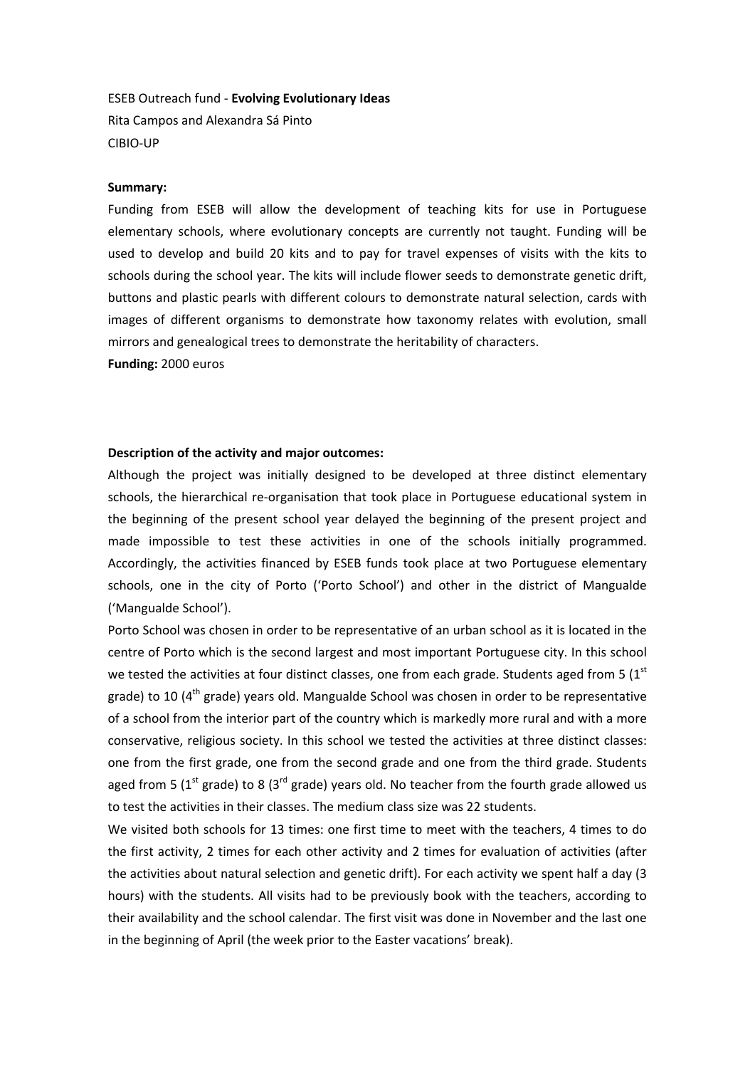ESEB Outreach fund - **Evolving Evolutionary Ideas**

Rita Campos and Alexandra Sá Pinto

CIBIO-UP

**Summary:**

Funding from ESEB will allow the development of teaching kits for use in Portuguese elementary schools, where evolutionary concepts are currently not taught. Funding will be used to develop and build 20 kits and to pay for travel expenses of visits with the kits to schools during the school year. The kits will include flower seeds to demonstrate genetic drift, buttons and plastic pearls with different colours to demonstrate natural selection, cards with images of different organisms to demonstrate how taxonomy relates with evolution, small mirrors and genealogical trees to demonstrate the heritability of characters.

**Funding:** 2000 euros

**Description of the activity and major outcomes:**

Although the project was initially designed to be developed at three distinct elementary schools, the hierarchical re-organisation that took place in Portuguese educational system in the beginning of the present school year delayed the beginning of the present project and made impossible to test these activities in one of the schools initially programmed. Accordingly, the activities financed by ESEB funds took place at two Portuguese elementary schools, one in the city of Porto ('Porto School') and other in the district of Mangualde ('Mangualde School').

Porto School was chosen in order to be representative of an urban school as it is located in the centre of Porto which is the second largest and most important Portuguese city. In this school we tested the activities at four distinct classes, one from each grade. Students aged from 5 (1st grade) to 10 (4th grade) years old. Mangualde School was chosen in order to be representative of a school from the interior part of the country which is markedly more rural and with a more conservative, religious society. In this school we tested the activities at three distinct classes: one from the first grade, one from the second grade and one from the third grade. Students aged from 5 (1st grade) to 8 (3rd grade) years old. No teacher from the fourth grade allowed us to test the activities in their classes. The medium class size was 22 students.

We visited both schools for 13 times: one first time to meet with the teachers, 4 times to do the first activity, 2 times for each other activity and 2 times for evaluation of activities (after the activities about natural selection and genetic drift). For each activity we spent half a day (3 hours) with the students. All visits had to be previously book with the teachers, according to their availability and the school calendar. The first visit was done in November and the last one in the beginning of April (the week prior to the Easter vacations' break).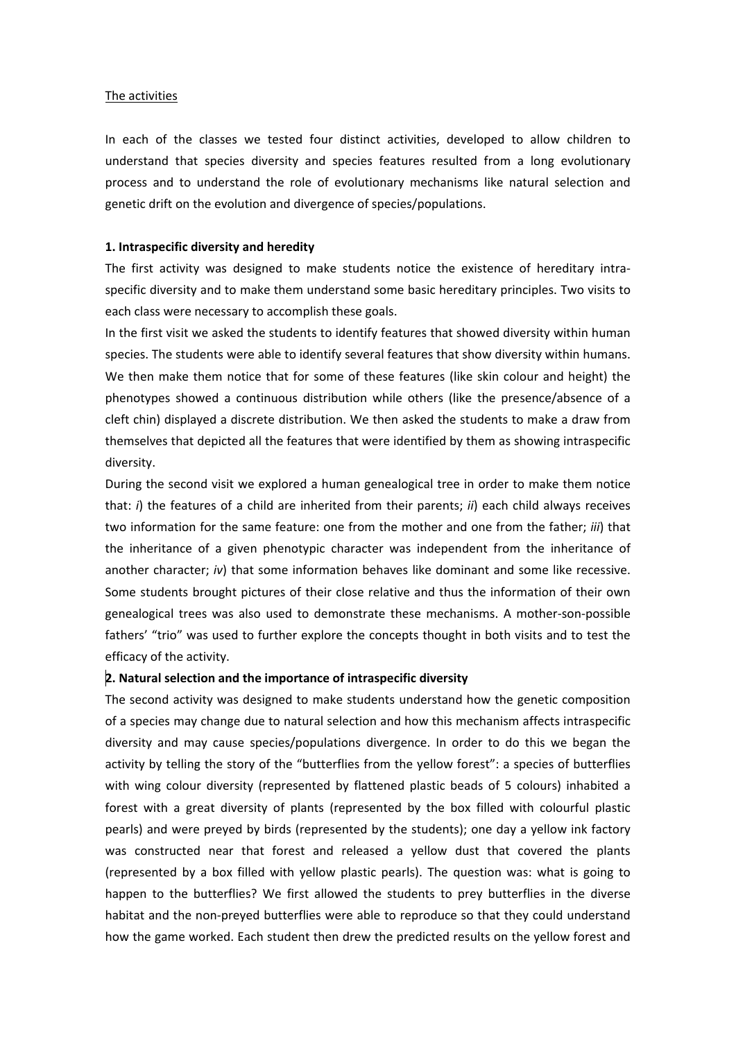The activities

In each of the classes we tested four distinct activities, developed to allow children to understand that species diversity and species features resulted from a long evolutionary process and to understand the role of evolutionary mechanisms like natural selection and genetic drift on the evolution and divergence of species/populations.

**1. Intraspecific diversity and heredity**

The first activity was designed to make students notice the existence of hereditary intra-specific diversity and to make them understand some basic hereditary principles. Two visits to each class were necessary to accomplish these goals.

In the first visit we asked the students to identify features that showed diversity within human species. The students were able to identify several features that show diversity within humans. We then make them notice that for some of these features (like skin colour and height) the phenotypes showed a continuous distribution while others (like the presence/absence of a cleft chin) displayed a discrete distribution. We then asked the students to make a draw from themselves that depicted all the features that were identified by them as showing intraspecific diversity.

During the second visit we explored a human genealogical tree in order to make them notice that: *i*) the features of a child are inherited from their parents; *ii*) each child always receives two information for the same feature: one from the mother and one from the father; *iii*) that the inheritance of a given phenotypic character was independent from the inheritance of another character; *iv*) that some information behaves like dominant and some like recessive. Some students brought pictures of their close relative and thus the information of their own genealogical trees was also used to demonstrate these mechanisms. A mother-son-possible fathers' "trio" was used to further explore the concepts thought in both visits and to test the efficacy of the activity.

**2. Natural selection and the importance of intraspecific diversity**

The second activity was designed to make students understand how the genetic composition of a species may change due to natural selection and how this mechanism affects intraspecific diversity and may cause species/populations divergence. In order to do this we began the activity by telling the story of the "butterflies from the yellow forest": a species of butterflies with wing colour diversity (represented by flattened plastic beads of 5 colours) inhabited a forest with a great diversity of plants (represented by the box filled with colourful plastic pearls) and were preyed by birds (represented by the students); one day a yellow ink factory was constructed near that forest and released a yellow dust that covered the plants (represented by a box filled with yellow plastic pearls). The question was: what is going to happen to the butterflies? We first allowed the students to prey butterflies in the diverse habitat and the non-preyed butterflies were able to reproduce so that they could understand how the game worked. Each student then drew the predicted results on the yellow forest and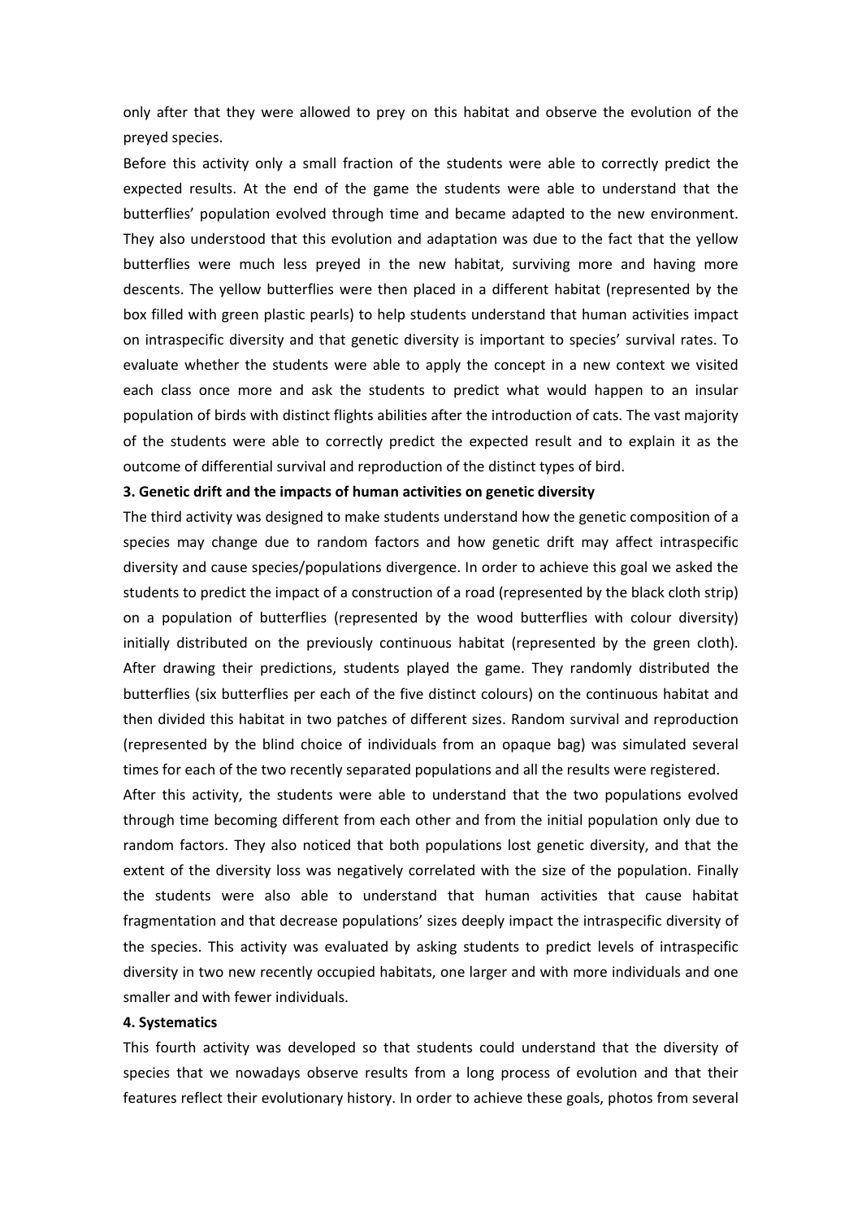only after that they were allowed to prey on this habitat and observe the evolution of the preyed species.

Before this activity only a small fraction of the students were able to correctly predict the expected results. At the end of the game the students were able to understand that the butterflies' population evolved through time and became adapted to the new environment. They also understood that this evolution and adaptation was due to the fact that the yellow butterflies were much less preyed in the new habitat, surviving more and having more descents. The yellow butterflies were then placed in a different habitat (represented by the box filled with green plastic pearls) to help students understand that human activities impact on intraspecific diversity and that genetic diversity is important to species' survival rates. To evaluate whether the students were able to apply the concept in a new context we visited each class once more and ask the students to predict what would happen to an insular population of birds with distinct flights abilities after the introduction of cats. The vast majority of the students were able to correctly predict the expected result and to explain it as the outcome of differential survival and reproduction of the distinct types of bird.

**3. Genetic drift and the impacts of human activities on genetic diversity**

The third activity was designed to make students understand how the genetic composition of a species may change due to random factors and how genetic drift may affect intraspecific diversity and cause species/populations divergence. In order to achieve this goal we asked the students to predict the impact of a construction of a road (represented by the black cloth strip) on a population of butterflies (represented by the wood butterflies with colour diversity) initially distributed on the previously continuous habitat (represented by the green cloth). After drawing their predictions, students played the game. They randomly distributed the butterflies (six butterflies per each of the five distinct colours) on the continuous habitat and then divided this habitat in two patches of different sizes. Random survival and reproduction (represented by the blind choice of individuals from an opaque bag) was simulated several times for each of the two recently separated populations and all the results were registered.

After this activity, the students were able to understand that the two populations evolved through time becoming different from each other and from the initial population only due to random factors. They also noticed that both populations lost genetic diversity, and that the extent of the diversity loss was negatively correlated with the size of the population. Finally the students were also able to understand that human activities that cause habitat fragmentation and that decrease populations' sizes deeply impact the intraspecific diversity of the species. This activity was evaluated by asking students to predict levels of intraspecific diversity in two new recently occupied habitats, one larger and with more individuals and one smaller and with fewer individuals.

**4. Systematics**

This fourth activity was developed so that students could understand that the diversity of species that we nowadays observe results from a long process of evolution and that their features reflect their evolutionary history. In order to achieve these goals, photos from several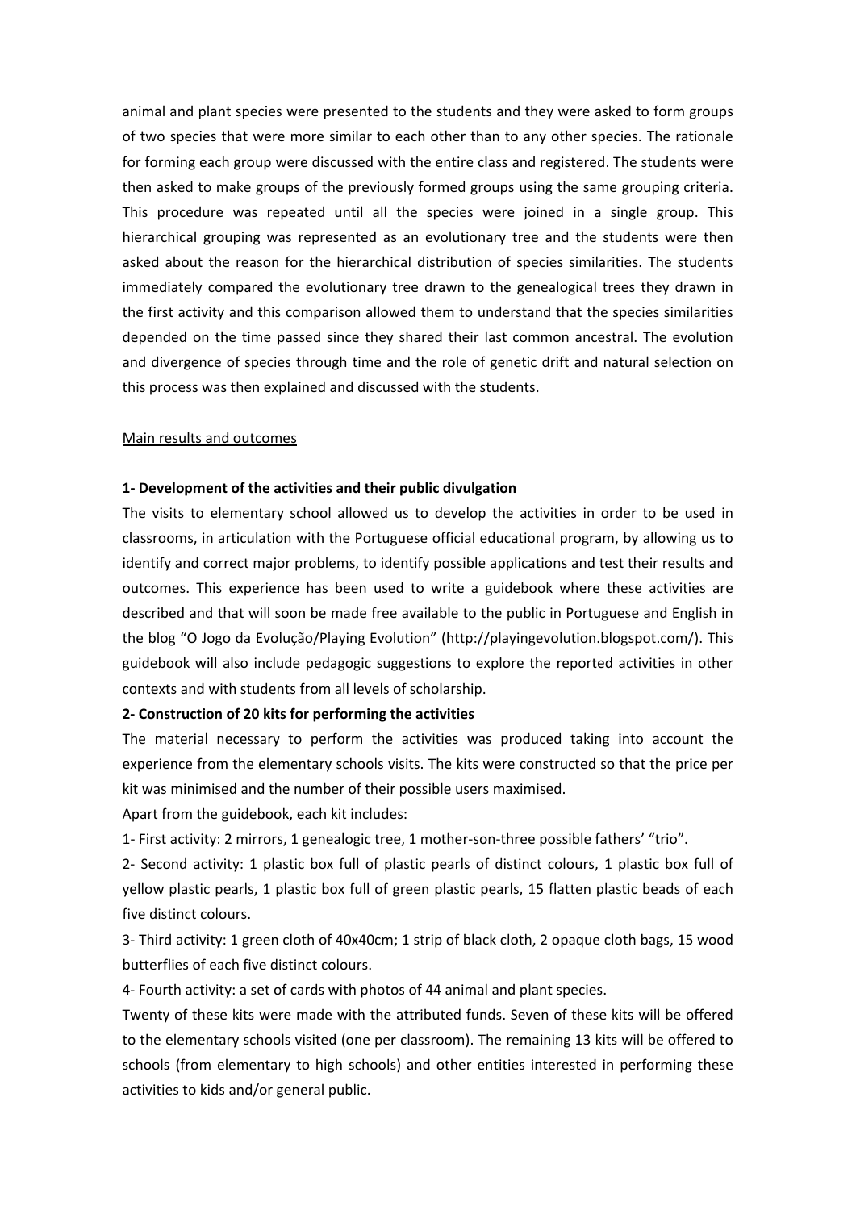animal and plant species were presented to the students and they were asked to form groups of two species that were more similar to each other than to any other species. The rationale for forming each group were discussed with the entire class and registered. The students were then asked to make groups of the previously formed groups using the same grouping criteria. This procedure was repeated until all the species were joined in a single group. This hierarchical grouping was represented as an evolutionary tree and the students were then asked about the reason for the hierarchical distribution of species similarities. The students immediately compared the evolutionary tree drawn to the genealogical trees they drawn in the first activity and this comparison allowed them to understand that the species similarities depended on the time passed since they shared their last common ancestral. The evolution and divergence of species through time and the role of genetic drift and natural selection on this process was then explained and discussed with the students.

<u>Main results and outcomes</u>

**1- Development of the activities and their public divulgation**

The visits to elementary school allowed us to develop the activities in order to be used in classrooms, in articulation with the Portuguese official educational program, by allowing us to identify and correct major problems, to identify possible applications and test their results and outcomes. This experience has been used to write a guidebook where these activities are described and that will soon be made free available to the public in Portuguese and English in the blog "O Jogo da Evolução/Playing Evolution" (http://playingevolution.blogspot.com/). This guidebook will also include pedagogic suggestions to explore the reported activities in other contexts and with students from all levels of scholarship.

**2- Construction of 20 kits for performing the activities**

The material necessary to perform the activities was produced taking into account the experience from the elementary schools visits. The kits were constructed so that the price per kit was minimised and the number of their possible users maximised.

Apart from the guidebook, each kit includes:

1- First activity: 2 mirrors, 1 genealogic tree, 1 mother-son-three possible fathers' "trio".

2- Second activity: 1 plastic box full of plastic pearls of distinct colours, 1 plastic box full of yellow plastic pearls, 1 plastic box full of green plastic pearls, 15 flatten plastic beads of each five distinct colours.

3- Third activity: 1 green cloth of 40x40cm; 1 strip of black cloth, 2 opaque cloth bags, 15 wood butterflies of each five distinct colours.

4- Fourth activity: a set of cards with photos of 44 animal and plant species.

Twenty of these kits were made with the attributed funds. Seven of these kits will be offered to the elementary schools visited (one per classroom). The remaining 13 kits will be offered to schools (from elementary to high schools) and other entities interested in performing these activities to kids and/or general public.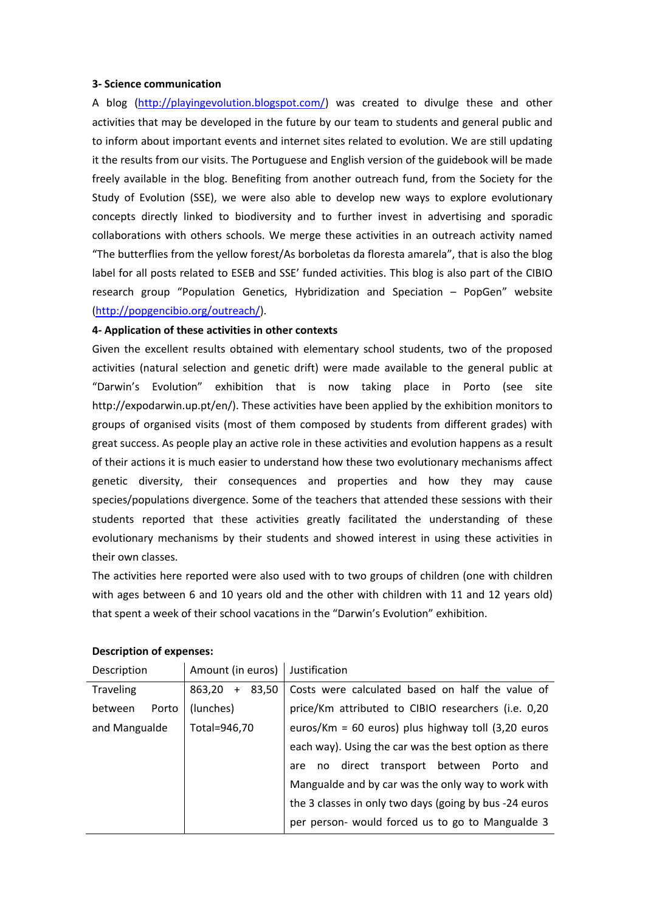**3- Science communication**

A blog (http://playingevolution.blogspot.com/) was created to divulge these and other activities that may be developed in the future by our team to students and general public and to inform about important events and internet sites related to evolution. We are still updating it the results from our visits. The Portuguese and English version of the guidebook will be made freely available in the blog. Benefiting from another outreach fund, from the Society for the Study of Evolution (SSE), we were also able to develop new ways to explore evolutionary concepts directly linked to biodiversity and to further invest in advertising and sporadic collaborations with others schools. We merge these activities in an outreach activity named "The butterflies from the yellow forest/As borboletas da floresta amarela", that is also the blog label for all posts related to ESEB and SSE' funded activities. This blog is also part of the CIBIO research group "Population Genetics, Hybridization and Speciation – PopGen" website (http://popgencibio.org/outreach/).

**4- Application of these activities in other contexts**

Given the excellent results obtained with elementary school students, two of the proposed activities (natural selection and genetic drift) were made available to the general public at "Darwin's Evolution" exhibition that is now taking place in Porto (see site http://expodarwin.up.pt/en/). These activities have been applied by the exhibition monitors to groups of organised visits (most of them composed by students from different grades) with great success. As people play an active role in these activities and evolution happens as a result of their actions it is much easier to understand how these two evolutionary mechanisms affect genetic diversity, their consequences and properties and how they may cause species/populations divergence. Some of the teachers that attended these sessions with their students reported that these activities greatly facilitated the understanding of these evolutionary mechanisms by their students and showed interest in using these activities in their own classes.

The activities here reported were also used with to two groups of children (one with children with ages between 6 and 10 years old and the other with children with 11 and 12 years old) that spent a week of their school vacations in the "Darwin's Evolution" exhibition.

**Description of expenses:**

| Description | Amount (in euros) | Justification |
|---|---|---|
| Traveling between Porto and Mangualde | 863,20 + 83,50 (lunches) Total=946,70 | Costs were calculated based on half the value of price/Km attributed to CIBIO researchers (i.e. 0,20 euros/Km = 60 euros) plus highway toll (3,20 euros each way). Using the car was the best option as there are no direct transport between Porto and Mangualde and by car was the only way to work with the 3 classes in only two days (going by bus -24 euros per person- would forced us to go to Mangualde 3 |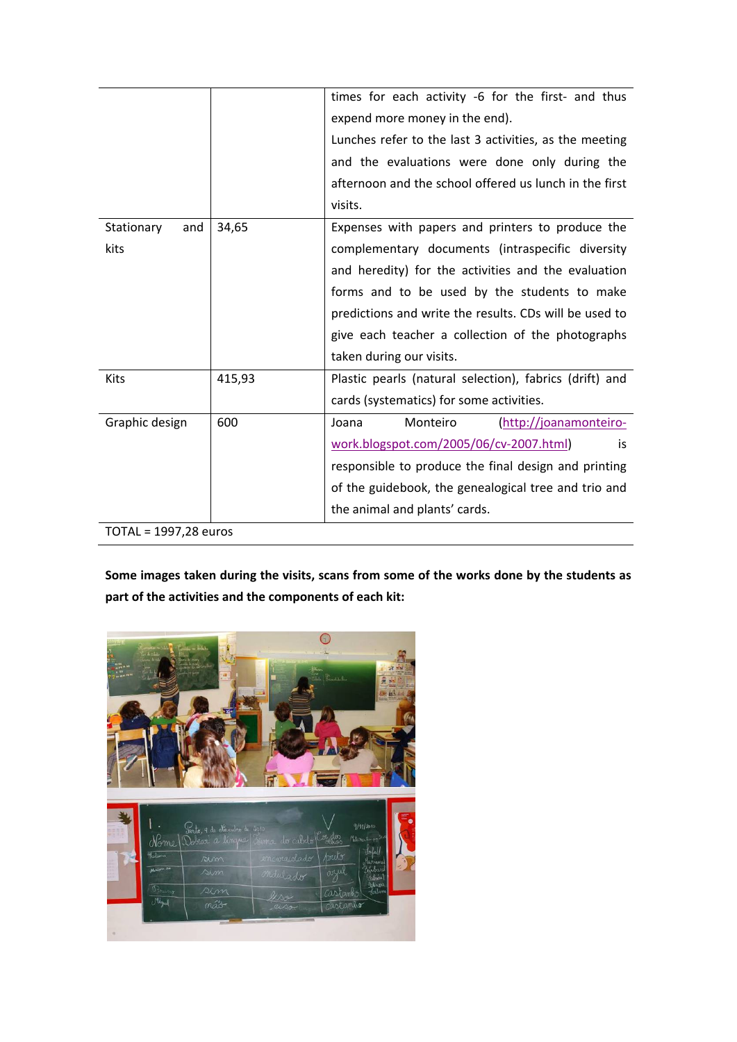| | | |
|---|---|---|
| | | times for each activity -6 for the first- and thus expend more money in the end).<br>Lunches refer to the last 3 activities, as the meeting and the evaluations were done only during the afternoon and the school offered us lunch in the first visits. |
| Stationary and kits | 34,65 | Expenses with papers and printers to produce the complementary documents (intraspecific diversity and heredity) for the activities and the evaluation forms and to be used by the students to make predictions and write the results. CDs will be used to give each teacher a collection of the photographs taken during our visits. |
| Kits | 415,93 | Plastic pearls (natural selection), fabrics (drift) and cards (systematics) for some activities. |
| Graphic design | 600 | Joana Monteiro (http://joanamonteiro-work.blogspot.com/2005/06/cv-2007.html) is responsible to produce the final design and printing of the guidebook, the genealogical tree and trio and the animal and plants' cards. |
| TOTAL = 1997,28 euros | | |

**Some images taken during the visits, scans from some of the works done by the students as part of the activities and the components of each kit:**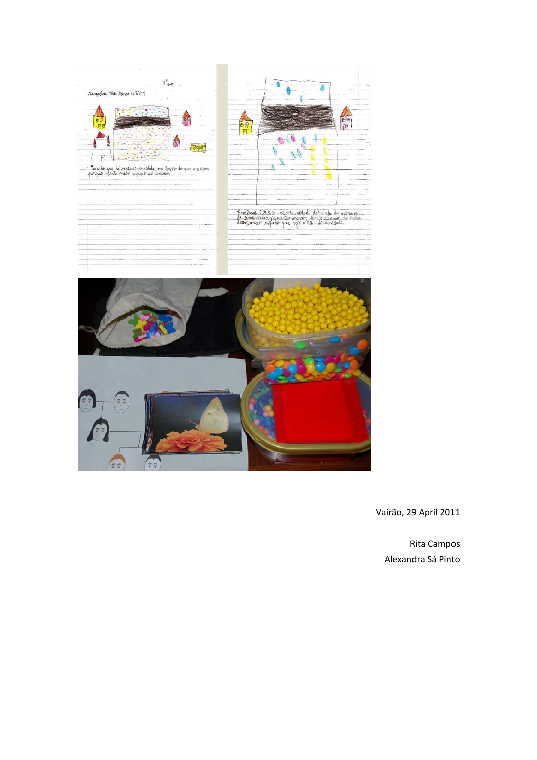Vairão, 29 April 2011

Rita Campos
Alexandra Sá Pinto